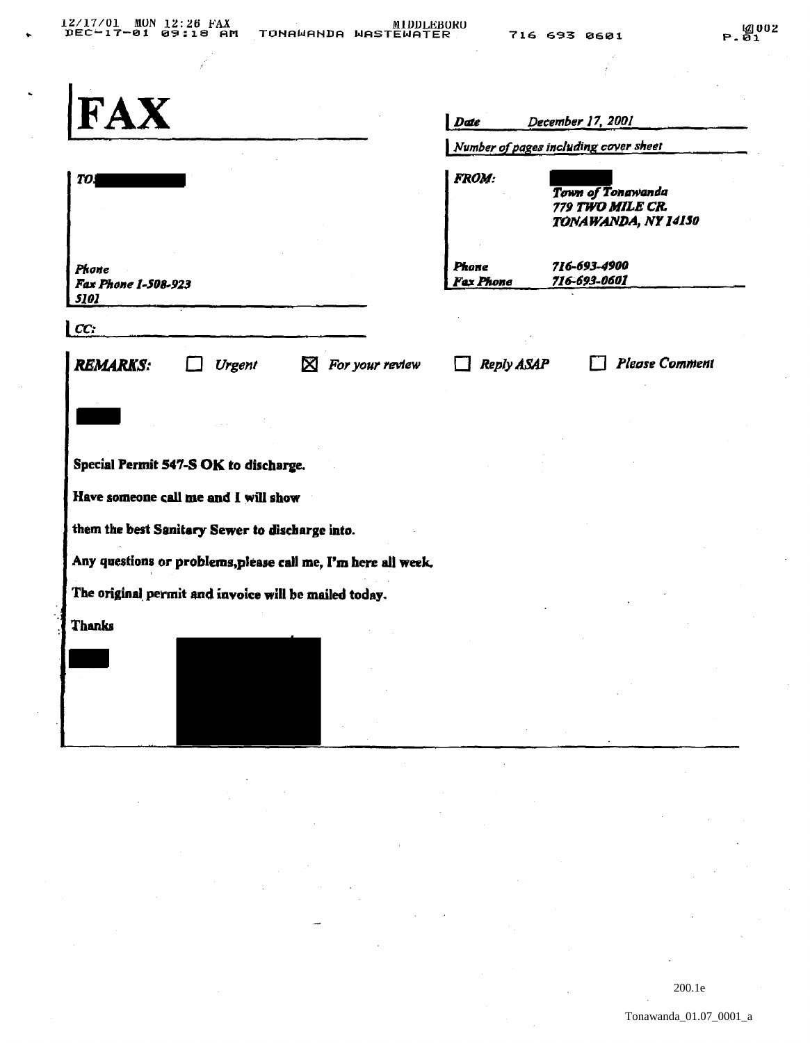# FAX

**Date** December 17, 2001

**Number of pages including cover sheet**

**TO:**

**Phone**
**Fax Phone** 1-508-923 5101

**FROM:**
Town of Tonawanda
779 TWO MILE CR.
TONAWANDA, NY 14150

**Phone** 716-693-4900
**Fax Phone** 716-693-0601

**CC:**

**REMARKS:** ☐ Urgent ☒ For your review ☐ Reply ASAP ☐ Please Comment

**Special Permit 547-S OK to discharge.**

**Have someone call me and I will show**

**them the best Sanitary Sewer to discharge into.**

**Any questions or problems, please call me, I'm here all week.**

**The original permit and invoice will be mailed today.**

**Thanks**

200.1e

Tonawanda_01.07_0001_a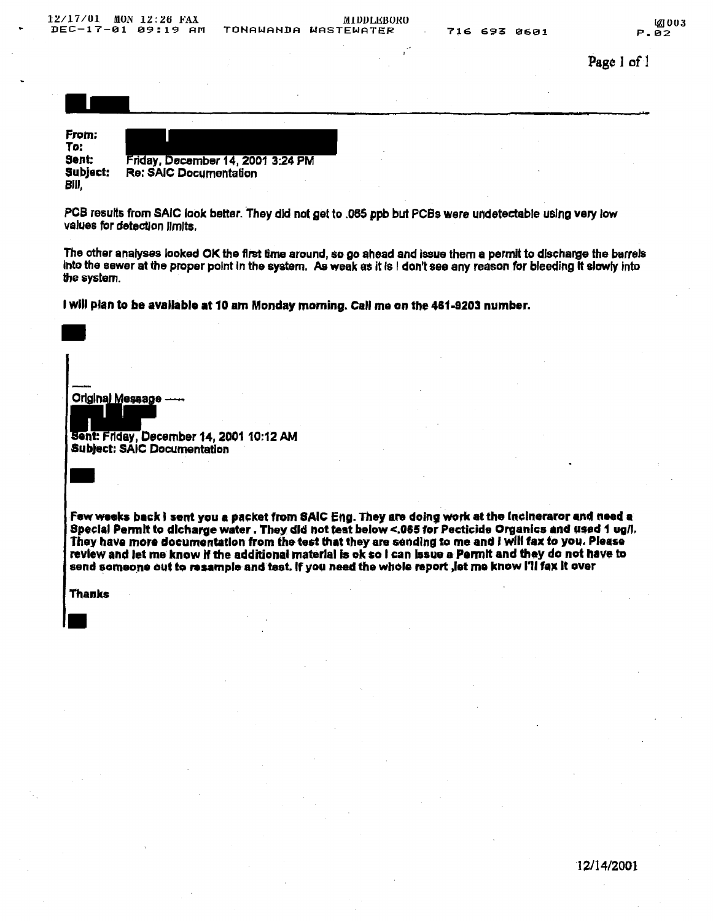**From:**
**To:**
**Sent:** Friday, December 14, 2001 3:24 PM
**Subject:** Re: SAIC Documentation

Bill,

PCB results from SAIC look better. They did not get to .065 ppb but PCBs were undetectable using very low values for detection limits.

The other analyses looked OK the first time around, so go ahead and issue them a permit to discharge the barrels into the sewer at the proper point in the system. As weak as it is I don't see any reason for bleeding it slowly into the system.

**I will plan to be available at 10 am Monday morning. Call me on the 461-9203 number.**

---

Original Message -----

**Sent:** Friday, December 14, 2001 10:12 AM
**Subject:** SAIC Documentation

**Few weeks back I sent you a packet from SAIC Eng. They are doing work at the Incineraror and need a Special Permit to dicharge water . They did not test below <.065 for Pecticide Organics and used 1 ug/l. They have more documentation from the test that they are sending to me and I will fax to you. Please review and let me know if the additional material is ok so I can issue a Permit and they do not have to send someone out to resample and test. If you need the whole report ,let me know I'll fax it over**

**Thanks**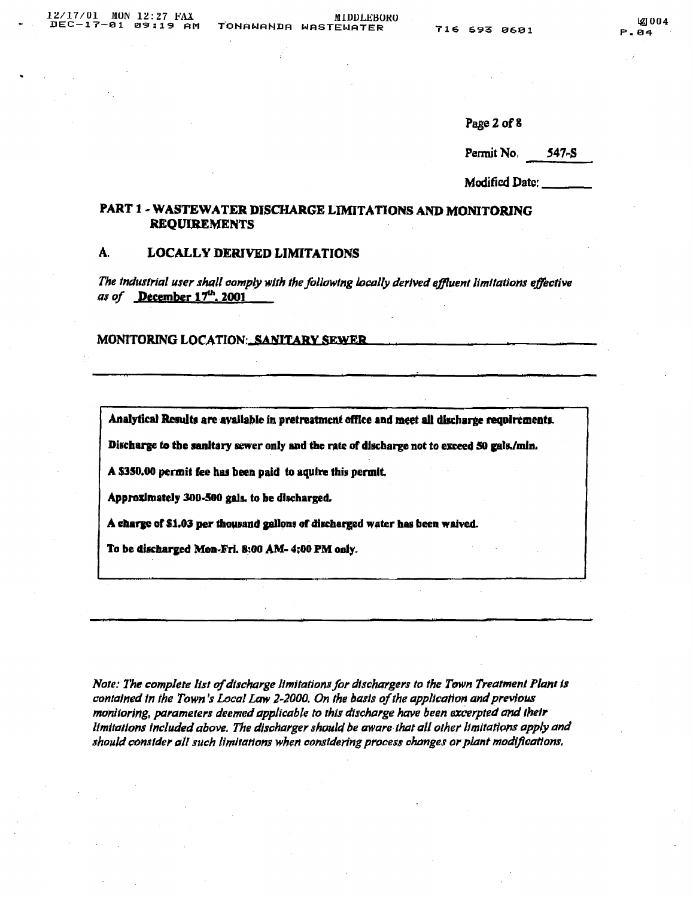Page 2 of 8

Permit No. 547-S

Modified Date: _______

## PART 1 - WASTEWATER DISCHARGE LIMITATIONS AND MONITORING REQUIREMENTS

### A. LOCALLY DERIVED LIMITATIONS

*The industrial user shall comply with the following locally derived effluent limitations effective as of* December 17th, 2001

MONITORING LOCATION: SANITARY SEWER

**Analytical Results are available in pretreatment office and meet all discharge requirements.**

**Discharge to the sanitary sewer only and the rate of discharge not to exceed 50 gals./min.**

**A $350.00 permit fee has been paid to aquire this permit.**

**Approximately 300-500 gals. to be discharged.**

**A charge of $1.03 per thousand gallons of discharged water has been waived.**

**To be discharged Mon-Fri. 8:00 AM- 4:00 PM only.**

*Note: The complete list of discharge limitations for dischargers to the Town Treatment Plant is contained in the Town's Local Law 2-2000. On the basis of the application and previous monitoring, parameters deemed applicable to this discharge have been excerpted and their limitations included above. The discharger should be aware that all other limitations apply and should consider all such limitations when considering process changes or plant modifications.*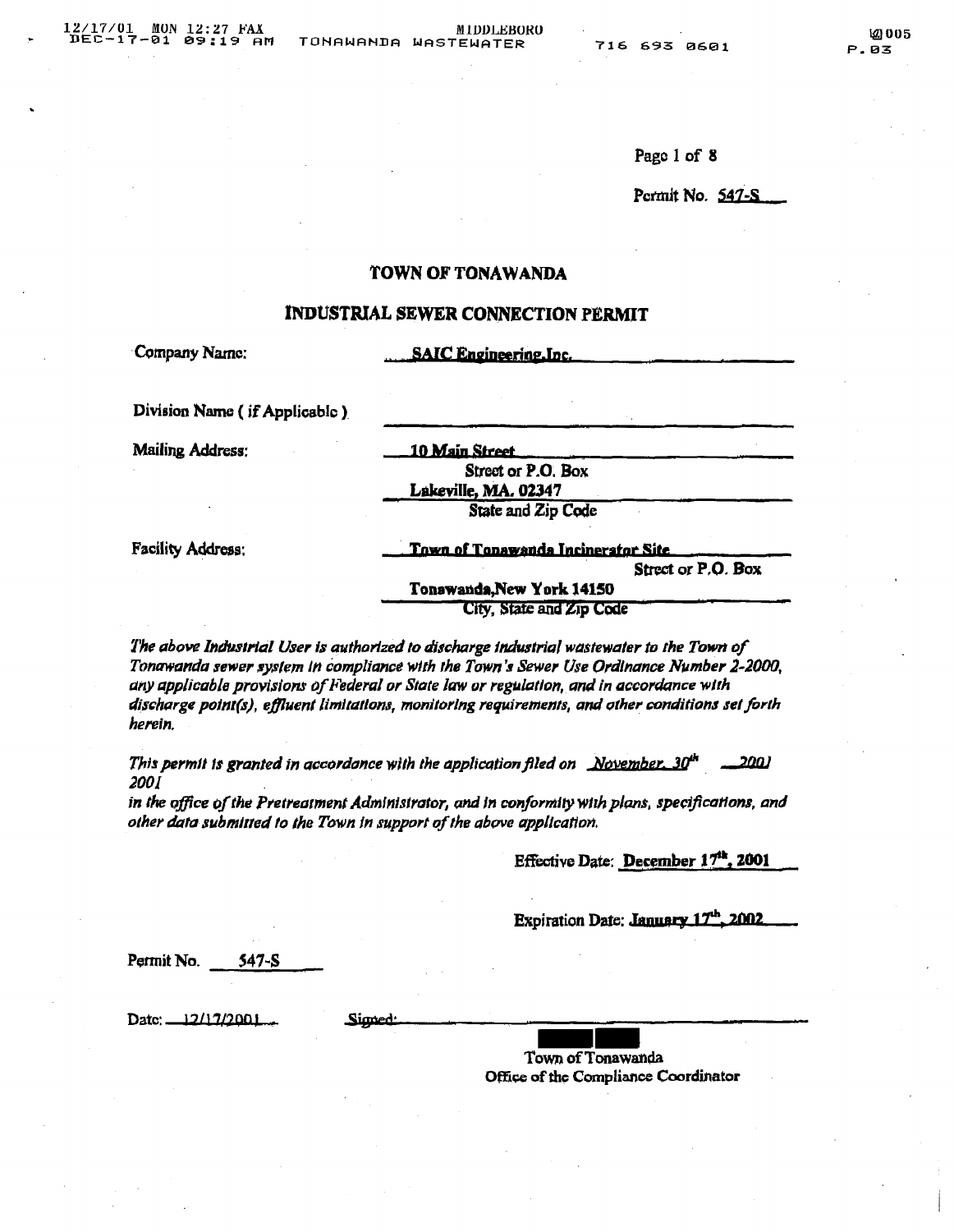Permit No. 547-S

## TOWN OF TONAWANDA

### INDUSTRIAL SEWER CONNECTION PERMIT

Company Name: SAIC Engineering,Inc.

Division Name ( if Applicable ) ________________

Mailing Address: 10 Main Street
Street or P.O. Box
Lakeville, MA. 02347
State and Zip Code

Facility Address: Town of Tonawanda Incinerator Site
Street or P.O. Box
Tonawanda,New York 14150
City, State and Zip Code

*The above Industrial User is authorized to discharge industrial wastewater to the Town of Tonawanda sewer system in compliance with the Town's Sewer Use Ordinance Number 2-2000, any applicable provisions of Federal or State law or regulation, and in accordance with discharge point(s), effluent limitations, monitoring requirements, and other conditions set forth herein.*

*This permit is granted in accordance with the application filed on November, 30th 2001 2001 in the office of the Pretreatment Administrator, and in conformity with plans, specifications, and other data submitted to the Town in support of the above application.*

Effective Date: December 17th, 2001

Expiration Date: January 17th, 2002

Permit No. 547-S

Date: 12/17/2001 Signed: ________________

Town of Tonawanda
Office of the Compliance Coordinator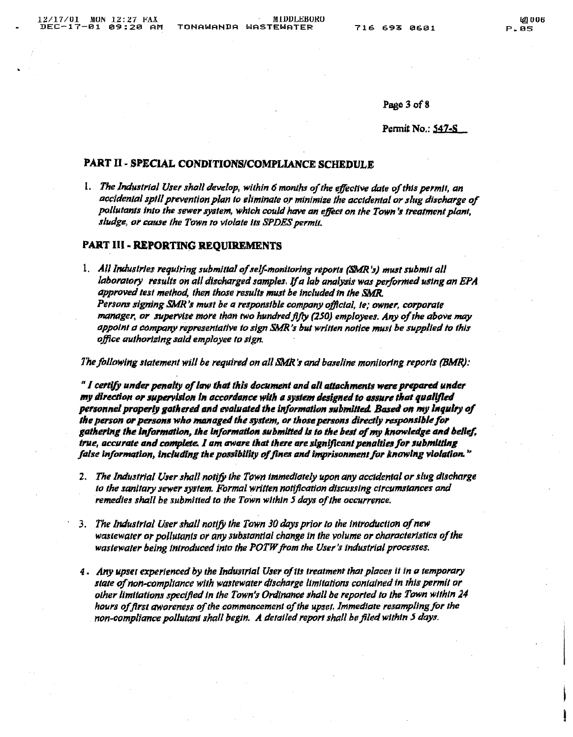Permit No.: 547-S

## PART II - SPECIAL CONDITIONS/COMPLIANCE SCHEDULE

1. *The Industrial User shall develop, within 6 months of the effective date of this permit, an accidental spill prevention plan to eliminate or minimize the accidental or slug discharge of pollutants into the sewer system, which could have an effect on the Town's treatment plant, sludge, or cause the Town to violate its SPDES permit.*

## PART III - REPORTING REQUIREMENTS

1. *All Industries requiring submittal of self-monitoring reports (SMR's) must submit all laboratory results on all discharged samples. If a lab analysis was performed using an EPA approved test method, then those results must be included in the SMR.*
   *Persons signing SMR's must be a responsible company official, ie; owner, corporate manager, or supervise more than two hundred fifty (250) employees. Any of the above may appoint a company representative to sign SMR's but written notice must be supplied to this office authorizing said employee to sign.*

*The following statement will be required on all SMR's and baseline monitoring reports (BMR):*

***" I certify under penalty of law that this document and all attachments were prepared under my direction or supervision in accordance with a system designed to assure that qualified personnel properly gathered and evaluated the information submitted. Based on my inquiry of the person or persons who managed the system, or those persons directly responsible for gathering the information, the information submitted is to the best of my knowledge and belief, true, accurate and complete. I am aware that there are significant penalties for submitting false information, including the possibility of fines and imprisonment for knowing violation."***

2. *The Industrial User shall notify the Town immediately upon any accidental or slug discharge to the sanitary sewer system. Formal written notification discussing circumstances and remedies shall be submitted to the Town within 5 days of the occurrence.*

3. *The Industrial User shall notify the Town 30 days prior to the introduction of new wastewater or pollutants or any substantial change in the volume or characteristics of the wastewater being introduced into the POTW from the User's industrial processes.*

4. *Any upset experienced by the Industrial User of its treatment that places it in a temporary state of non-compliance with wastewater discharge limitations contained in this permit or other limitations specified in the Town's Ordinance shall be reported to the Town within 24 hours of first awareness of the commencement of the upset. Immediate resampling for the non-compliance pollutant shall begin. A detailed report shall be filed within 5 days.*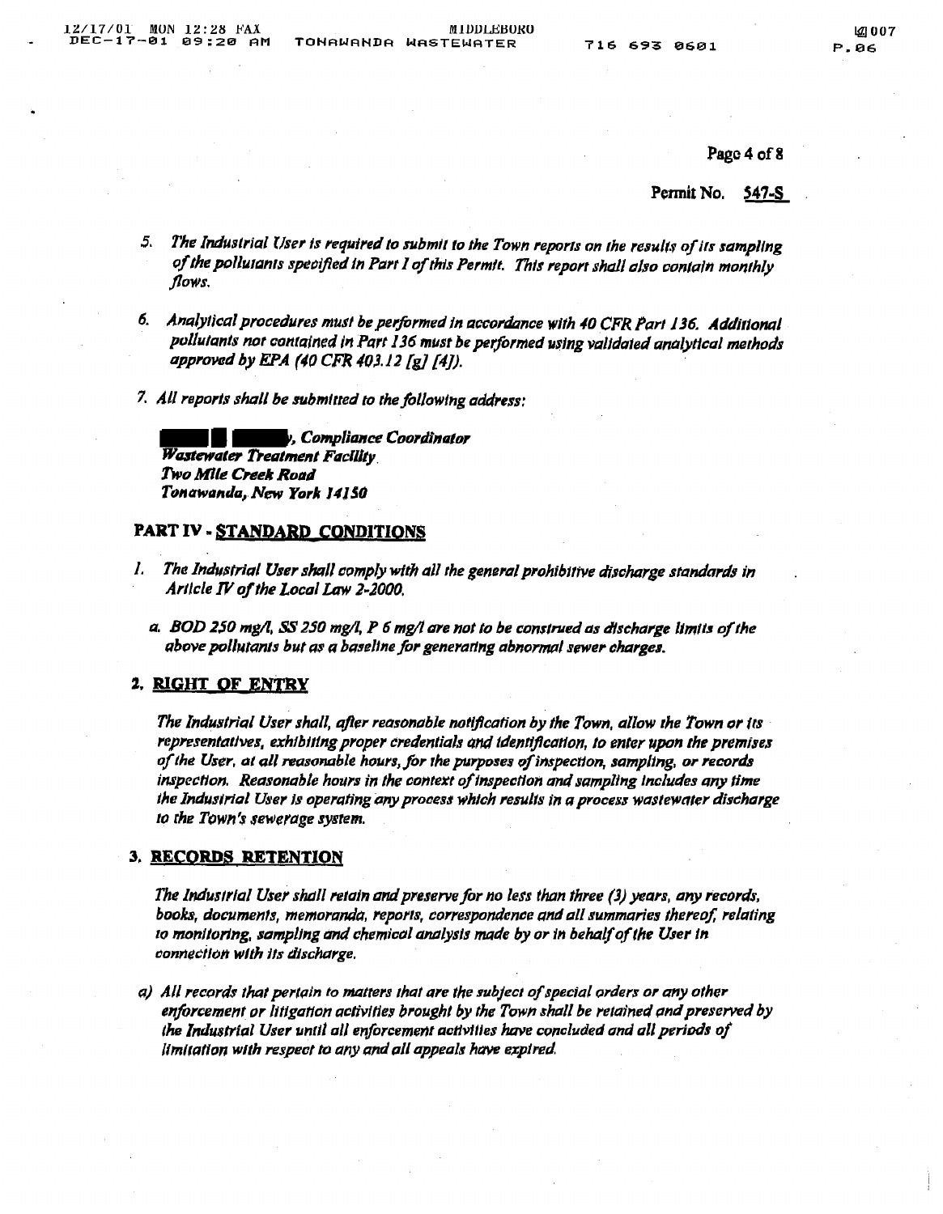Permit No. 547-S

5. *The Industrial User is required to submit to the Town reports on the results of its sampling of the pollutants specified in Part I of this Permit. This report shall also contain monthly flows.*

6. *Analytical procedures must be performed in accordance with 40 CFR Part 136. Additional pollutants not contained in Part 136 must be performed using validated analytical methods approved by EPA (40 CFR 403.12 [g] [4]).*

7. *All reports shall be submitted to the following address:*

   ***████ █ ████y, Compliance Coordinator***
   ***Wastewater Treatment Facility***
   ***Two Mile Creek Road***
   ***Tonawanda, New York 14150***

## PART IV - STANDARD CONDITIONS

1. *The Industrial User shall comply with all the general prohibitive discharge standards in Article IV of the Local Law 2-2000.*

   a. *BOD 250 mg/l, SS 250 mg/l, P 6 mg/l are not to be construed as discharge limits of the above pollutants but as a baseline for generating abnormal sewer charges.*

### 2. RIGHT OF ENTRY

*The Industrial User shall, after reasonable notification by the Town, allow the Town or its representatives, exhibiting proper credentials and identification, to enter upon the premises of the User, at all reasonable hours, for the purposes of inspection, sampling, or records inspection. Reasonable hours in the context of inspection and sampling includes any time the Industrial User is operating any process which results in a process wastewater discharge to the Town's sewerage system.*

### 3. RECORDS RETENTION

*The Industrial User shall retain and preserve for no less than three (3) years, any records, books, documents, memoranda, reports, correspondence and all summaries thereof, relating to monitoring, sampling and chemical analysis made by or in behalf of the User in connection with its discharge.*

a) *All records that pertain to matters that are the subject of special orders or any other enforcement or litigation activities brought by the Town shall be retained and preserved by the Industrial User until all enforcement activities have concluded and all periods of limitation with respect to any and all appeals have expired.*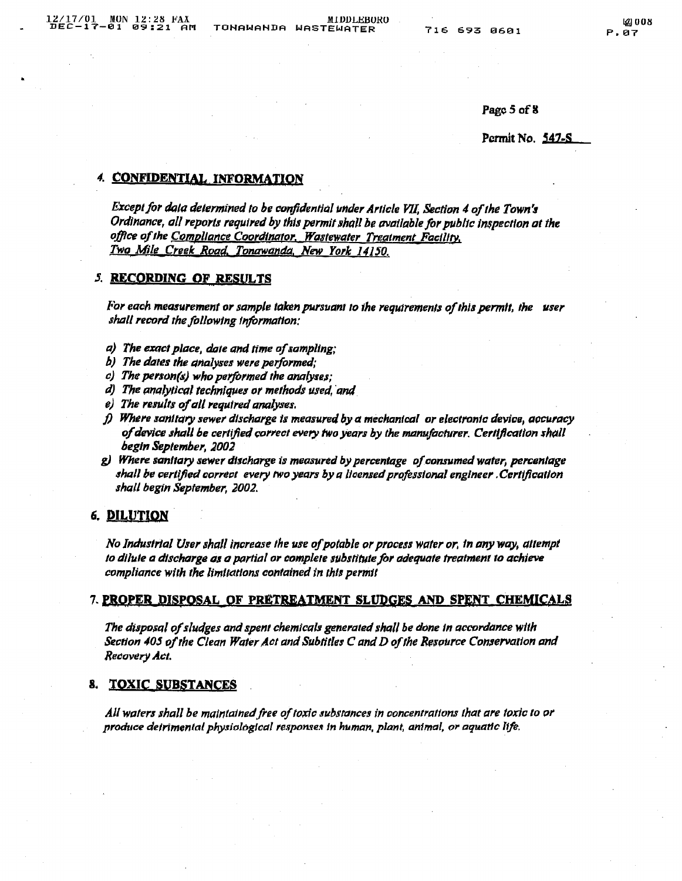## 4. CONFIDENTIAL INFORMATION

*Except for data determined to be confidential under Article VII, Section 4 of the Town's Ordinance, all reports required by this permit shall be available for public inspection at the office of the Compliance Coordinator, Wastewater Treatment Facility, Two Mile Creek Road, Tonawanda, New York 14150.*

## 5. RECORDING OF RESULTS

*For each measurement or sample taken pursuant to the requirements of this permit, the user shall record the following information:*

*a) The exact place, date and time of sampling;*
*b) The dates the analyses were performed;*
*c) The person(s) who performed the analyses;*
*d) The analytical techniques or methods used, and*
*e) The results of all required analyses.*
*f) Where sanitary sewer discharge is measured by a mechanical or electronic device, accuracy of device shall be certified correct every two years by the manufacturer. Certification shall begin September, 2002*
*g) Where sanitary sewer discharge is measured by percentage of consumed water, percentage shall be certified correct every two years by a licensed professional engineer. Certification shall begin September, 2002.*

## 6. DILUTION

*No Industrial User shall increase the use of potable or process water or, in any way, attempt to dilute a discharge as a partial or complete substitute for adequate treatment to achieve compliance with the limitations contained in this permit*

## 7. PROPER DISPOSAL OF PRETREATMENT SLUDGES AND SPENT CHEMICALS

*The disposal of sludges and spent chemicals generated shall be done in accordance with Section 405 of the Clean Water Act and Subtitles C and D of the Resource Conservation and Recovery Act.*

## 8. TOXIC SUBSTANCES

*All waters shall be maintained free of toxic substances in concentrations that are toxic to or produce detrimental physiological responses in human, plant, animal, or aquatic life.*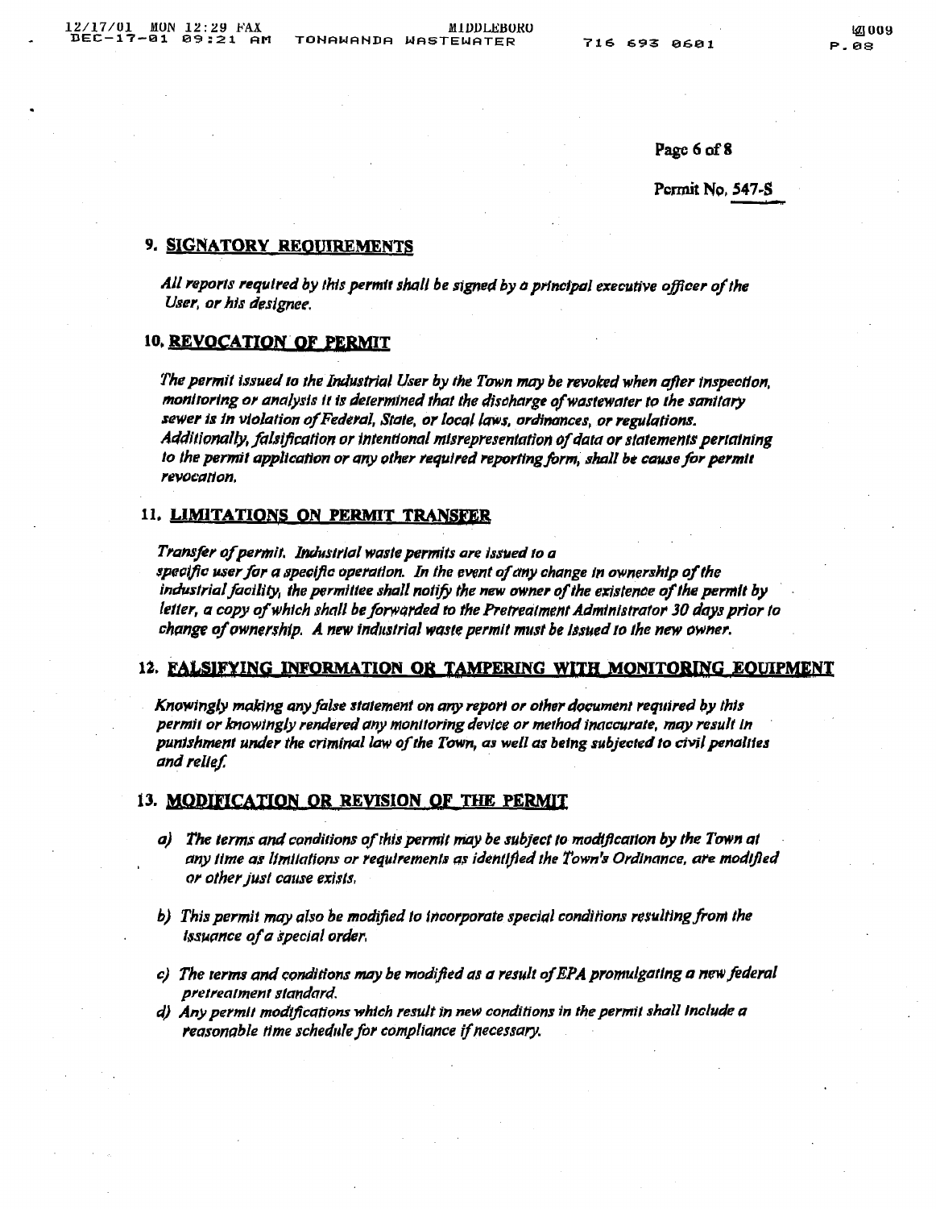Permit No. 547-S

## 9. SIGNATORY REQUIREMENTS

*All reports required by this permit shall be signed by a principal executive officer of the User, or his designee.*

## 10. REVOCATION OF PERMIT

*The permit issued to the Industrial User by the Town may be revoked when after inspection, monitoring or analysis it is determined that the discharge of wastewater to the sanitary sewer is in violation of Federal, State, or local laws, ordinances, or regulations. Additionally, falsification or intentional misrepresentation of data or statements pertaining to the permit application or any other required reporting form, shall be cause for permit revocation.*

## 11. LIMITATIONS ON PERMIT TRANSFER

*Transfer of permit. Industrial waste permits are issued to a specific user for a specific operation. In the event of any change in ownership of the industrial facility, the permittee shall notify the new owner of the existence of the permit by letter, a copy of which shall be forwarded to the Pretreatment Administrator 30 days prior to change of ownership. A new industrial waste permit must be issued to the new owner.*

## 12. FALSIFYING INFORMATION OR TAMPERING WITH MONITORING EQUIPMENT

*Knowingly making any false statement on any report or other document required by this permit or knowingly rendered any monitoring device or method inaccurate, may result in punishment under the criminal law of the Town, as well as being subjected to civil penalties and relief.*

## 13. MODIFICATION OR REVISION OF THE PERMIT

*a) The terms and conditions of this permit may be subject to modification by the Town at any time as limitations or requirements as identified the Town's Ordinance, are modified or other just cause exists.*

*b) This permit may also be modified to incorporate special conditions resulting from the issuance of a special order.*

*c) The terms and conditions may be modified as a result of EPA promulgating a new federal pretreatment standard.*

*d) Any permit modifications which result in new conditions in the permit shall include a reasonable time schedule for compliance if necessary.*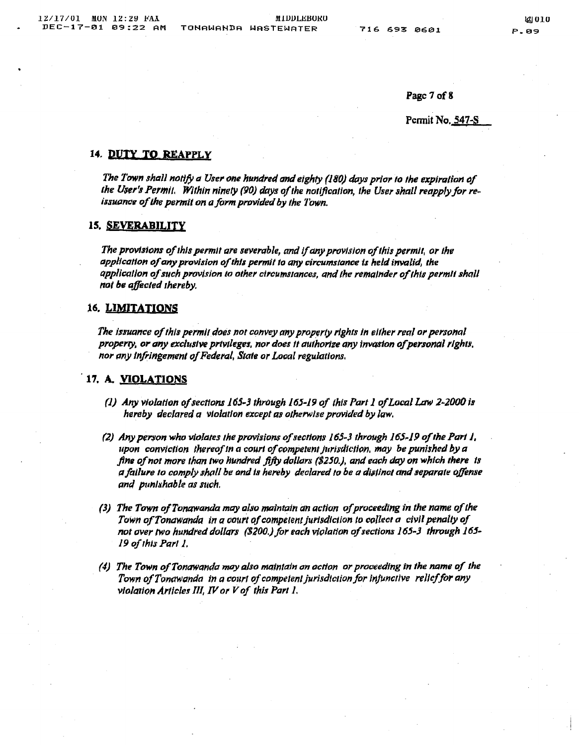Permit No. 547-S

## 14. DUTY TO REAPPLY

*The Town shall notify a User one hundred and eighty (180) days prior to the expiration of the User's Permit. Within ninety (90) days of the notification, the User shall reapply for re-issuance of the permit on a form provided by the Town.*

## 15. SEVERABILITY

*The provisions of this permit are severable, and if any provision of this permit, or the application of any provision of this permit to any circumstance is held invalid, the application of such provision to other circumstances, and the remainder of this permit shall not be affected thereby.*

## 16. LIMITATIONS

*The issuance of this permit does not convey any property rights in either real or personal property, or any exclusive privileges, nor does it authorize any invasion of personal rights, nor any infringement of Federal, State or Local regulations.*

## 17. A. VIOLATIONS

*(1) Any violation of sections 165-3 through 165-19 of this Part 1 of Local Law 2-2000 is hereby declared a violation except as otherwise provided by law.*

*(2) Any person who violates the provisions of sections 165-3 through 165-19 of the Part 1, upon conviction thereof in a court of competent jurisdiction, may be punished by a fine of not more than two hundred fifty dollars ($250.), and each day on which there is a failure to comply shall be and is hereby declared to be a distinct and separate offense and punishable as such.*

*(3) The Town of Tonawanda may also maintain an action of proceeding in the name of the Town of Tonawanda in a court of competent jurisdiction to collect a civil penalty of not over two hundred dollars ($200.) for each violation of sections 165-3 through 165-19 of this Part 1.*

*(4) The Town of Tonawanda may also maintain an action or proceeding in the name of the Town of Tonawanda in a court of competent jurisdiction for injunctive relief for any violation Articles III, IV or V of this Part 1.*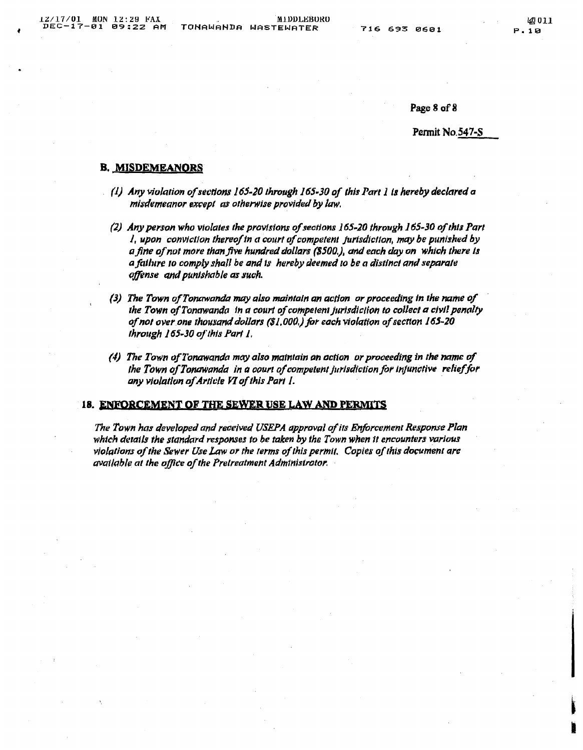Permit No. 547-S

## B. MISDEMEANORS

*(1) Any violation of sections 165-20 through 165-30 of this Part 1 is hereby declared a misdemeanor except as otherwise provided by law.*

*(2) Any person who violates the provisions of sections 165-20 through 165-30 of this Part 1, upon conviction thereof in a court of competent jurisdiction, may be punished by a fine of not more than five hundred dollars ($500.), and each day on which there is a failure to comply shall be and is hereby deemed to be a distinct and separate offense and punishable as such.*

*(3) The Town of Tonawanda may also maintain an action or proceeding in the name of the Town of Tonawanda in a court of competent jurisdiction to collect a civil penalty of not over one thousand dollars ($1,000.) for each violation of section 165-20 through 165-30 of this Part 1.*

*(4) The Town of Tonawanda may also maintain an action or proceeding in the name of the Town of Tonawanda in a court of competent jurisdiction for injunctive relief for any violation of Article VI of this Part 1.*

## 18. ENFORCEMENT OF THE SEWER USE LAW AND PERMITS

*The Town has developed and received USEPA approval of its Enforcement Response Plan which details the standard responses to be taken by the Town when it encounters various violations of the Sewer Use Law or the terms of this permit. Copies of this document are available at the office of the Pretreatment Administrator.*